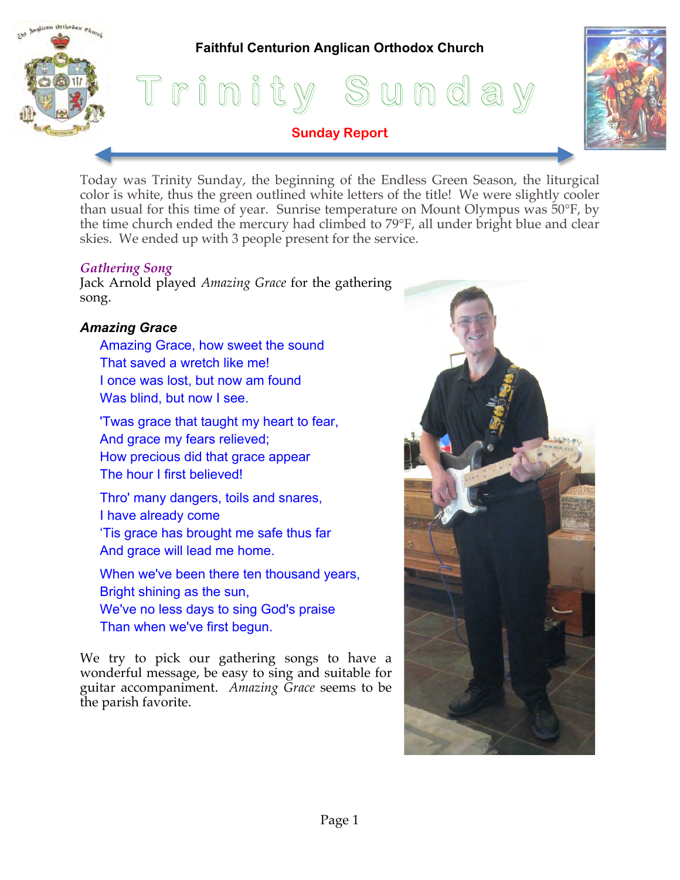**Faithful Centurion Anglican Orthodox Church**

# Trinity Sunday

**Sunday Report**

Today was Trinity Sunday, the beginning of the Endless Green Season, the liturgical color is white, thus the green outlined white letters of the title! We were slightly cooler than usual for this time of year. Sunrise temperature on Mount Olympus was 50°F, by the time church ended the mercury had climbed to 79°F, all under bright blue and clear skies. We ended up with 3 people present for the service.

### *Gathering Song*

Jack Arnold played *Amazing Grace* for the gathering song.

***Amazing Grace***

Amazing Grace, how sweet the sound
That saved a wretch like me!
I once was lost, but now am found
Was blind, but now I see.

'Twas grace that taught my heart to fear,
And grace my fears relieved;
How precious did that grace appear
The hour I first believed!

Thro' many dangers, toils and snares,
I have already come
'Tis grace has brought me safe thus far
And grace will lead me home.

When we've been there ten thousand years,
Bright shining as the sun,
We've no less days to sing God's praise
Than when we've first begun.

We try to pick our gathering songs to have a wonderful message, be easy to sing and suitable for guitar accompaniment. *Amazing Grace* seems to be the parish favorite.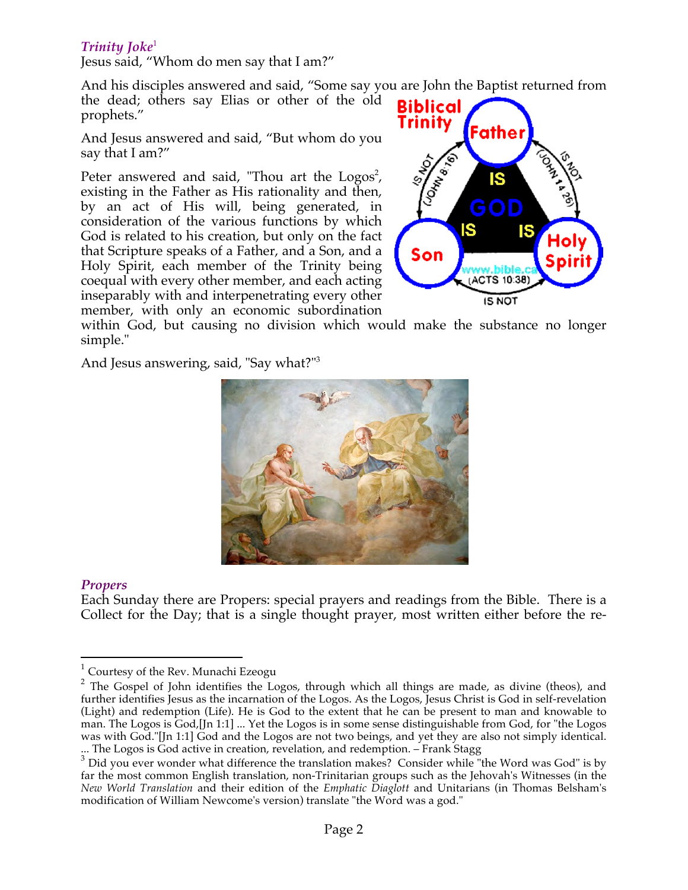### *Trinity Joke*[1]

Jesus said, “Whom do men say that I am?”

And his disciples answered and said, “Some say you are John the Baptist returned from the dead; others say Elias or other of the old prophets.”

And Jesus answered and said, “But whom do you say that I am?”

Peter answered and said, "Thou art the Logos[2], existing in the Father as His rationality and then, by an act of His will, being generated, in consideration of the various functions by which God is related to his creation, but only on the fact that Scripture speaks of a Father, and a Son, and a Holy Spirit, each member of the Trinity being coequal with every other member, and each acting inseparably with and interpenetrating every other member, with only an economic subordination within God, but causing no division which would make the substance no longer simple."

And Jesus answering, said, "Say what?"[3]

### *Propers*

Each Sunday there are Propers: special prayers and readings from the Bible. There is a Collect for the Day; that is a single thought prayer, most written either before the re-

---

[1] Courtesy of the Rev. Munachi Ezeogu

[2] The Gospel of John identifies the Logos, through which all things are made, as divine (theos), and further identifies Jesus as the incarnation of the Logos. As the Logos, Jesus Christ is God in self-revelation (Light) and redemption (Life). He is God to the extent that he can be present to man and knowable to man. The Logos is God,[Jn 1:1] ... Yet the Logos is in some sense distinguishable from God, for "the Logos was with God."[Jn 1:1] God and the Logos are not two beings, and yet they are also not simply identical. ... The Logos is God active in creation, revelation, and redemption. – Frank Stagg

[3] Did you ever wonder what difference the translation makes? Consider while "the Word was God" is by far the most common English translation, non-Trinitarian groups such as the Jehovah's Witnesses (in the *New World Translation* and their edition of the *Emphatic Diaglott* and Unitarians (in Thomas Belsham's modification of William Newcome's version) translate "the Word was a god."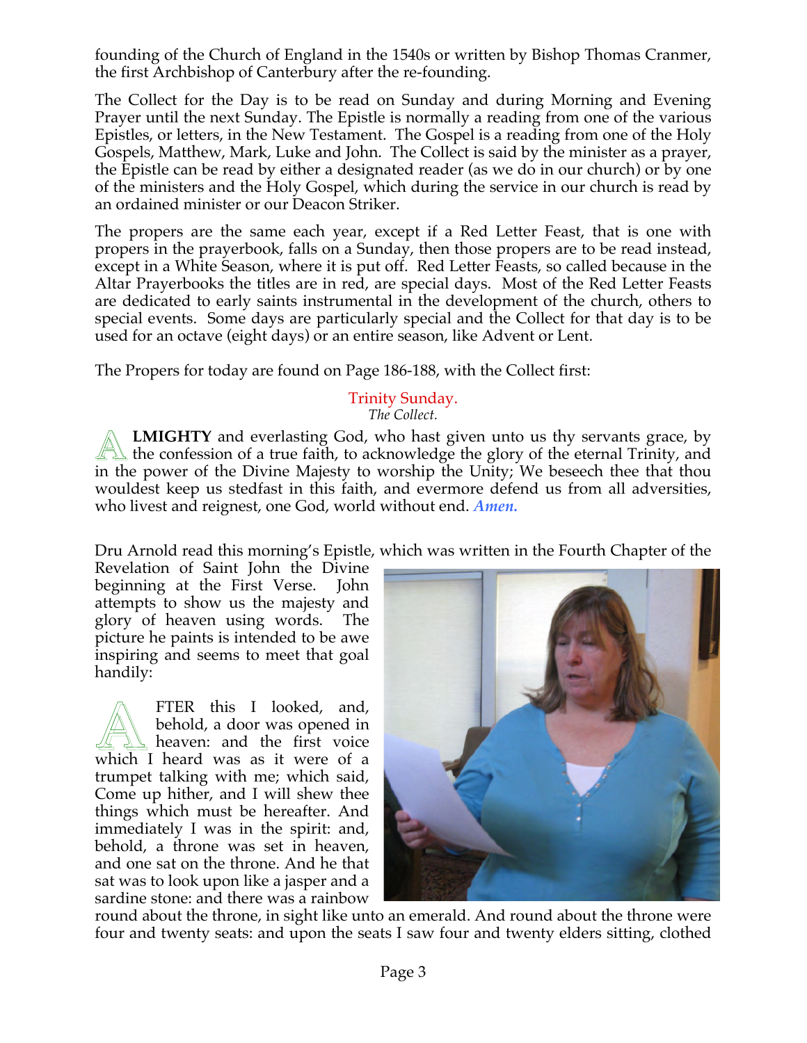founding of the Church of England in the 1540s or written by Bishop Thomas Cranmer, the first Archbishop of Canterbury after the re-founding.

The Collect for the Day is to be read on Sunday and during Morning and Evening Prayer until the next Sunday. The Epistle is normally a reading from one of the various Epistles, or letters, in the New Testament. The Gospel is a reading from one of the Holy Gospels, Matthew, Mark, Luke and John. The Collect is said by the minister as a prayer, the Epistle can be read by either a designated reader (as we do in our church) or by one of the ministers and the Holy Gospel, which during the service in our church is read by an ordained minister or our Deacon Striker.

The propers are the same each year, except if a Red Letter Feast, that is one with propers in the prayerbook, falls on a Sunday, then those propers are to be read instead, except in a White Season, where it is put off. Red Letter Feasts, so called because in the Altar Prayerbooks the titles are in red, are special days. Most of the Red Letter Feasts are dedicated to early saints instrumental in the development of the church, others to special events. Some days are particularly special and the Collect for that day is to be used for an octave (eight days) or an entire season, like Advent or Lent.

The Propers for today are found on Page 186-188, with the Collect first:

## Trinity Sunday.

*The Collect.*

**ALMIGHTY** and everlasting God, who hast given unto us thy servants grace, by the confession of a true faith, to acknowledge the glory of the eternal Trinity, and in the power of the Divine Majesty to worship the Unity; We beseech thee that thou wouldest keep us stedfast in this faith, and evermore defend us from all adversities, who livest and reignest, one God, world without end. ***Amen.***

Dru Arnold read this morning's Epistle, which was written in the Fourth Chapter of the Revelation of Saint John the Divine beginning at the First Verse. John attempts to show us the majesty and glory of heaven using words. The picture he paints is intended to be awe inspiring and seems to meet that goal handily:

AFTER this I looked, and, behold, a door was opened in heaven: and the first voice which I heard was as it were of a trumpet talking with me; which said, Come up hither, and I will shew thee things which must be hereafter. And immediately I was in the spirit: and, behold, a throne was set in heaven, and one sat on the throne. And he that sat was to look upon like a jasper and a sardine stone: and there was a rainbow round about the throne, in sight like unto an emerald. And round about the throne were four and twenty seats: and upon the seats I saw four and twenty elders sitting, clothed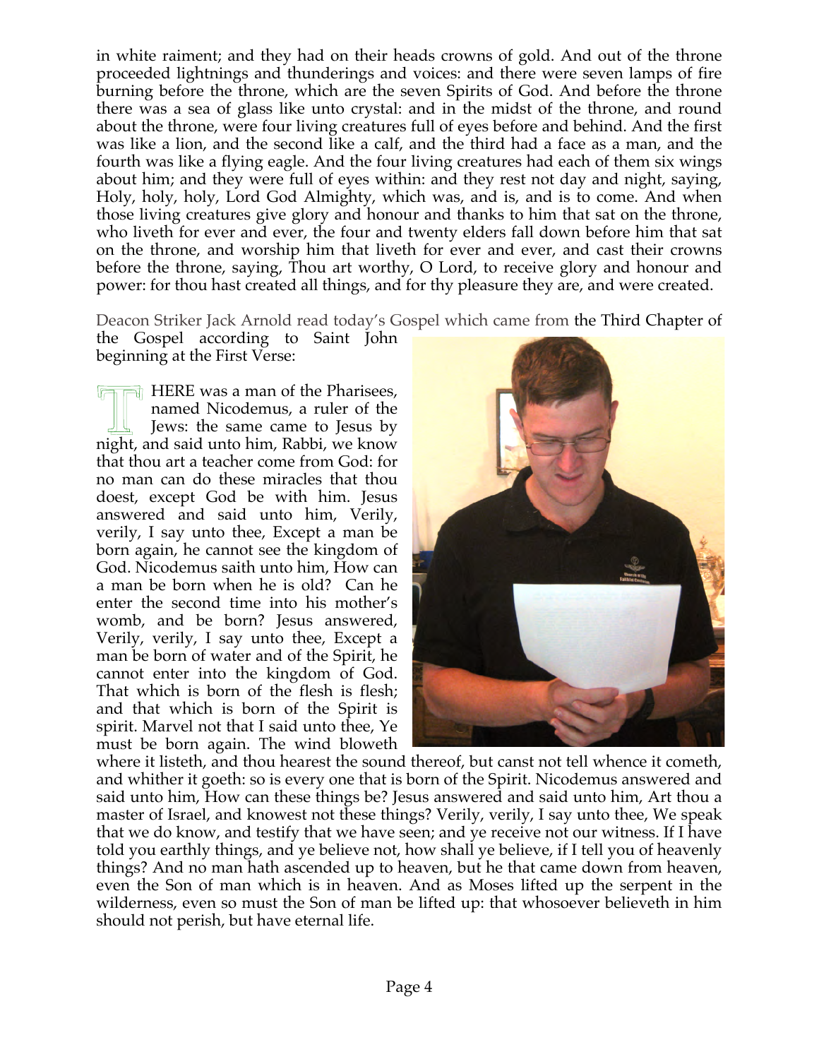in white raiment; and they had on their heads crowns of gold. And out of the throne proceeded lightnings and thunderings and voices: and there were seven lamps of fire burning before the throne, which are the seven Spirits of God. And before the throne there was a sea of glass like unto crystal: and in the midst of the throne, and round about the throne, were four living creatures full of eyes before and behind. And the first was like a lion, and the second like a calf, and the third had a face as a man, and the fourth was like a flying eagle. And the four living creatures had each of them six wings about him; and they were full of eyes within: and they rest not day and night, saying, Holy, holy, holy, Lord God Almighty, which was, and is, and is to come. And when those living creatures give glory and honour and thanks to him that sat on the throne, who liveth for ever and ever, the four and twenty elders fall down before him that sat on the throne, and worship him that liveth for ever and ever, and cast their crowns before the throne, saying, Thou art worthy, O Lord, to receive glory and honour and power: for thou hast created all things, and for thy pleasure they are, and were created.

Deacon Striker Jack Arnold read today's Gospel which came from the Third Chapter of the Gospel according to Saint John beginning at the First Verse:

THERE was a man of the Pharisees, named Nicodemus, a ruler of the Jews: the same came to Jesus by night, and said unto him, Rabbi, we know that thou art a teacher come from God: for no man can do these miracles that thou doest, except God be with him. Jesus answered and said unto him, Verily, verily, I say unto thee, Except a man be born again, he cannot see the kingdom of God. Nicodemus saith unto him, How can a man be born when he is old? Can he enter the second time into his mother's womb, and be born? Jesus answered, Verily, verily, I say unto thee, Except a man be born of water and of the Spirit, he cannot enter into the kingdom of God. That which is born of the flesh is flesh; and that which is born of the Spirit is spirit. Marvel not that I said unto thee, Ye must be born again. The wind bloweth where it listeth, and thou hearest the sound thereof, but canst not tell whence it cometh, and whither it goeth: so is every one that is born of the Spirit. Nicodemus answered and said unto him, How can these things be? Jesus answered and said unto him, Art thou a master of Israel, and knowest not these things? Verily, verily, I say unto thee, We speak that we do know, and testify that we have seen; and ye receive not our witness. If I have told you earthly things, and ye believe not, how shall ye believe, if I tell you of heavenly things? And no man hath ascended up to heaven, but he that came down from heaven, even the Son of man which is in heaven. And as Moses lifted up the serpent in the wilderness, even so must the Son of man be lifted up: that whosoever believeth in him should not perish, but have eternal life.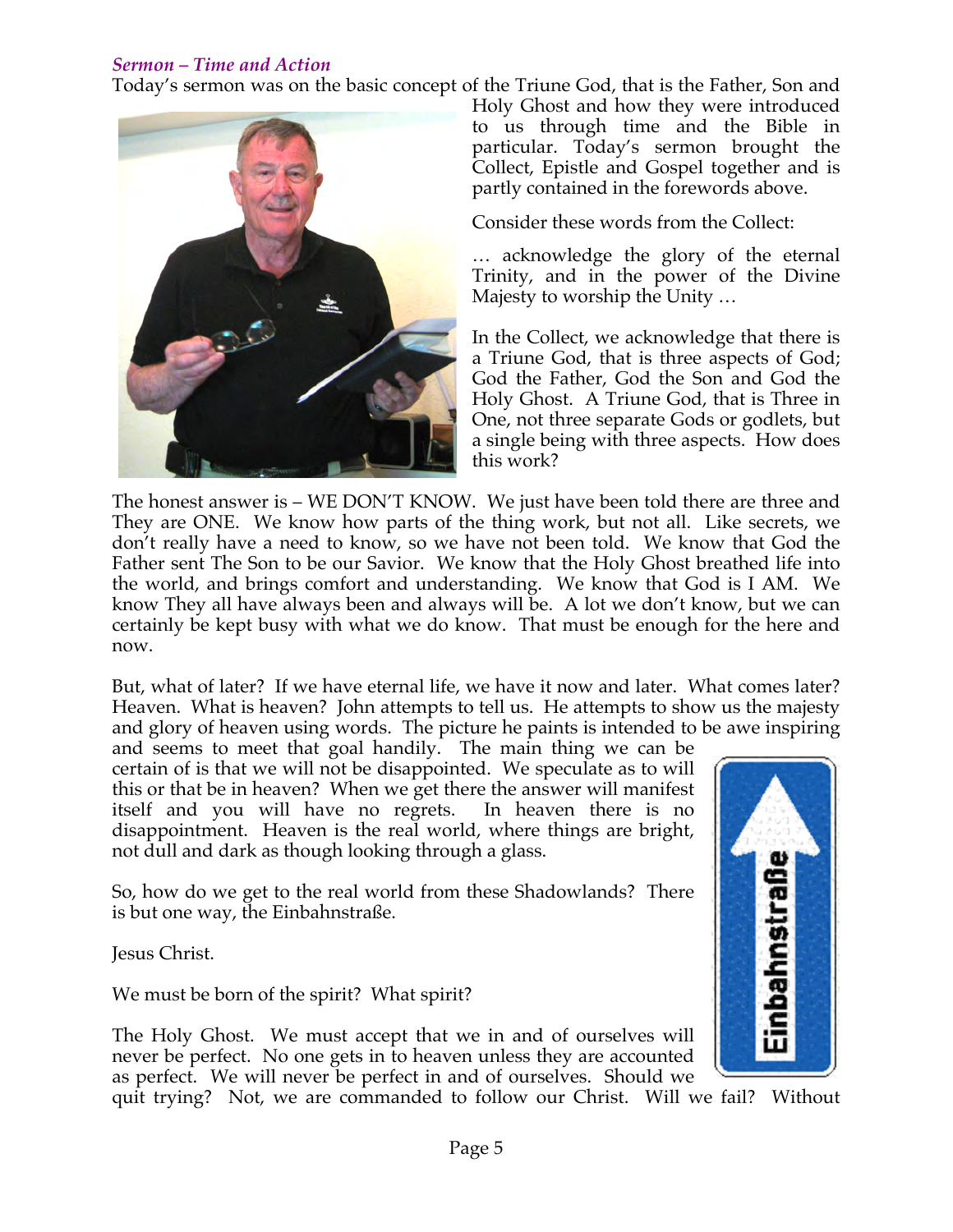*Sermon – Time and Action*

Today's sermon was on the basic concept of the Triune God, that is the Father, Son and Holy Ghost and how they were introduced to us through time and the Bible in particular. Today's sermon brought the Collect, Epistle and Gospel together and is partly contained in the forewords above.

Consider these words from the Collect:

… acknowledge the glory of the eternal Trinity, and in the power of the Divine Majesty to worship the Unity …

In the Collect, we acknowledge that there is a Triune God, that is three aspects of God; God the Father, God the Son and God the Holy Ghost. A Triune God, that is Three in One, not three separate Gods or godlets, but a single being with three aspects. How does this work?

The honest answer is – WE DON'T KNOW. We just have been told there are three and They are ONE. We know how parts of the thing work, but not all. Like secrets, we don't really have a need to know, so we have not been told. We know that God the Father sent The Son to be our Savior. We know that the Holy Ghost breathed life into the world, and brings comfort and understanding. We know that God is I AM. We know They all have always been and always will be. A lot we don't know, but we can certainly be kept busy with what we do know. That must be enough for the here and now.

But, what of later? If we have eternal life, we have it now and later. What comes later? Heaven. What is heaven? John attempts to tell us. He attempts to show us the majesty and glory of heaven using words. The picture he paints is intended to be awe inspiring and seems to meet that goal handily. The main thing we can be certain of is that we will not be disappointed. We speculate as to will this or that be in heaven? When we get there the answer will manifest itself and you will have no regrets. In heaven there is no disappointment. Heaven is the real world, where things are bright, not dull and dark as though looking through a glass.

So, how do we get to the real world from these Shadowlands? There is but one way, the Einbahnstraße.

Jesus Christ.

We must be born of the spirit? What spirit?

The Holy Ghost. We must accept that we in and of ourselves will never be perfect. No one gets in to heaven unless they are accounted as perfect. We will never be perfect in and of ourselves. Should we quit trying? Not, we are commanded to follow our Christ. Will we fail? Without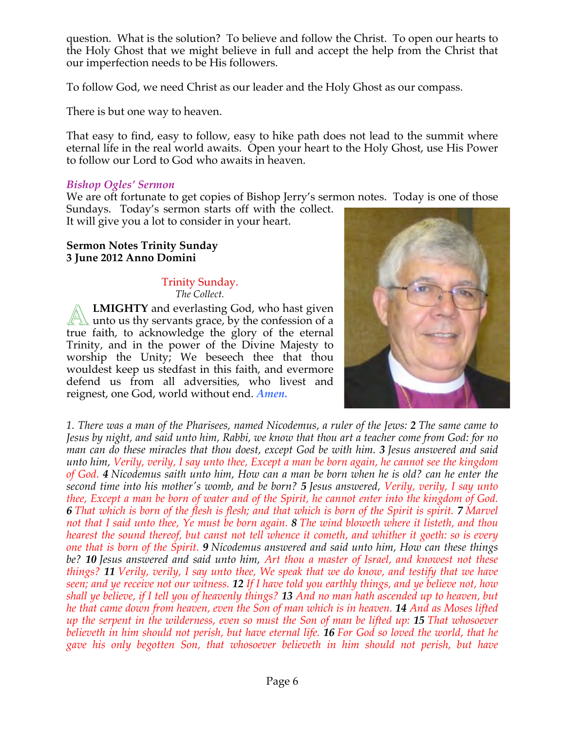question. What is the solution? To believe and follow the Christ. To open our hearts to the Holy Ghost that we might believe in full and accept the help from the Christ that our imperfection needs to be His followers.

To follow God, we need Christ as our leader and the Holy Ghost as our compass.

There is but one way to heaven.

That easy to find, easy to follow, easy to hike path does not lead to the summit where eternal life in the real world awaits. Open your heart to the Holy Ghost, use His Power to follow our Lord to God who awaits in heaven.

### *Bishop Ogles' Sermon*

We are oft fortunate to get copies of Bishop Jerry's sermon notes. Today is one of those Sundays. Today's sermon starts off with the collect. It will give you a lot to consider in your heart.

**Sermon Notes Trinity Sunday**
**3 June 2012 Anno Domini**

Trinity Sunday.
*The Collect.*

**ALMIGHTY** and everlasting God, who hast given unto us thy servants grace, by the confession of a true faith, to acknowledge the glory of the eternal Trinity, and in the power of the Divine Majesty to worship the Unity; We beseech thee that thou wouldest keep us stedfast in this faith, and evermore defend us from all adversities, who livest and reignest, one God, world without end. ***Amen.***

*1. There was a man of the Pharisees, named Nicodemus, a ruler of the Jews:* ***2*** *The same came to Jesus by night, and said unto him, Rabbi, we know that thou art a teacher come from God: for no man can do these miracles that thou doest, except God be with him.* ***3*** *Jesus answered and said unto him, Verily, verily, I say unto thee, Except a man be born again, he cannot see the kingdom of God.* ***4*** *Nicodemus saith unto him, How can a man be born when he is old? can he enter the second time into his mother's womb, and be born?* ***5*** *Jesus answered, Verily, verily, I say unto thee, Except a man be born of water and of the Spirit, he cannot enter into the kingdom of God.* ***6*** *That which is born of the flesh is flesh; and that which is born of the Spirit is spirit.* ***7*** *Marvel not that I said unto thee, Ye must be born again.* ***8*** *The wind bloweth where it listeth, and thou hearest the sound thereof, but canst not tell whence it cometh, and whither it goeth: so is every one that is born of the Spirit.* ***9*** *Nicodemus answered and said unto him, How can these things be?* ***10*** *Jesus answered and said unto him, Art thou a master of Israel, and knowest not these things?* ***11*** *Verily, verily, I say unto thee, We speak that we do know, and testify that we have seen; and ye receive not our witness.* ***12*** *If I have told you earthly things, and ye believe not, how shall ye believe, if I tell you of heavenly things?* ***13*** *And no man hath ascended up to heaven, but he that came down from heaven, even the Son of man which is in heaven.* ***14*** *And as Moses lifted up the serpent in the wilderness, even so must the Son of man be lifted up:* ***15*** *That whosoever believeth in him should not perish, but have eternal life.* ***16*** *For God so loved the world, that he gave his only begotten Son, that whosoever believeth in him should not perish, but have*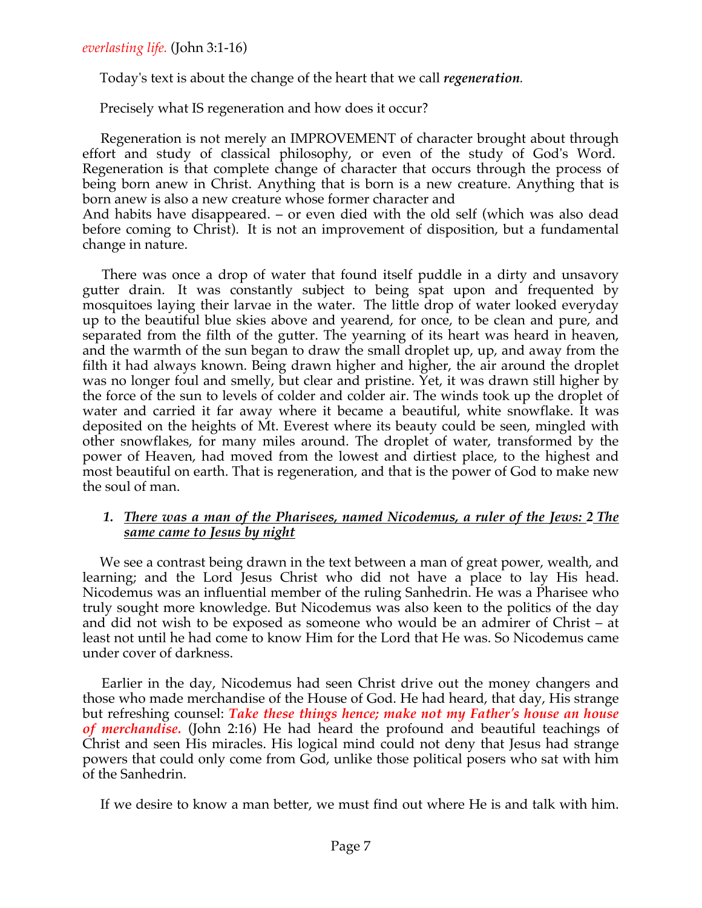*everlasting life.* (John 3:1-16)

Today's text is about the change of the heart that we call ***regeneration***.

Precisely what IS regeneration and how does it occur?

Regeneration is not merely an IMPROVEMENT of character brought about through effort and study of classical philosophy, or even of the study of God's Word. Regeneration is that complete change of character that occurs through the process of being born anew in Christ. Anything that is born is a new creature. Anything that is born anew is also a new creature whose former character and
And habits have disappeared. – or even died with the old self (which was also dead before coming to Christ). It is not an improvement of disposition, but a fundamental change in nature.

There was once a drop of water that found itself puddle in a dirty and unsavory gutter drain. It was constantly subject to being spat upon and frequented by mosquitoes laying their larvae in the water. The little drop of water looked everyday up to the beautiful blue skies above and yearend, for once, to be clean and pure, and separated from the filth of the gutter. The yearning of its heart was heard in heaven, and the warmth of the sun began to draw the small droplet up, up, and away from the filth it had always known. Being drawn higher and higher, the air around the droplet was no longer foul and smelly, but clear and pristine. Yet, it was drawn still higher by the force of the sun to levels of colder and colder air. The winds took up the droplet of water and carried it far away where it became a beautiful, white snowflake. It was deposited on the heights of Mt. Everest where its beauty could be seen, mingled with other snowflakes, for many miles around. The droplet of water, transformed by the power of Heaven, had moved from the lowest and dirtiest place, to the highest and most beautiful on earth. That is regeneration, and that is the power of God to make new the soul of man.

1. ***There was a man of the Pharisees, named Nicodemus, a ruler of the Jews: 2 The same came to Jesus by night***

We see a contrast being drawn in the text between a man of great power, wealth, and learning; and the Lord Jesus Christ who did not have a place to lay His head. Nicodemus was an influential member of the ruling Sanhedrin. He was a Pharisee who truly sought more knowledge. But Nicodemus was also keen to the politics of the day and did not wish to be exposed as someone who would be an admirer of Christ – at least not until he had come to know Him for the Lord that He was. So Nicodemus came under cover of darkness.

Earlier in the day, Nicodemus had seen Christ drive out the money changers and those who made merchandise of the House of God. He had heard, that day, His strange but refreshing counsel: ***Take these things hence; make not my Father's house an house of merchandise.*** (John 2:16) He had heard the profound and beautiful teachings of Christ and seen His miracles. His logical mind could not deny that Jesus had strange powers that could only come from God, unlike those political posers who sat with him of the Sanhedrin.

If we desire to know a man better, we must find out where He is and talk with him.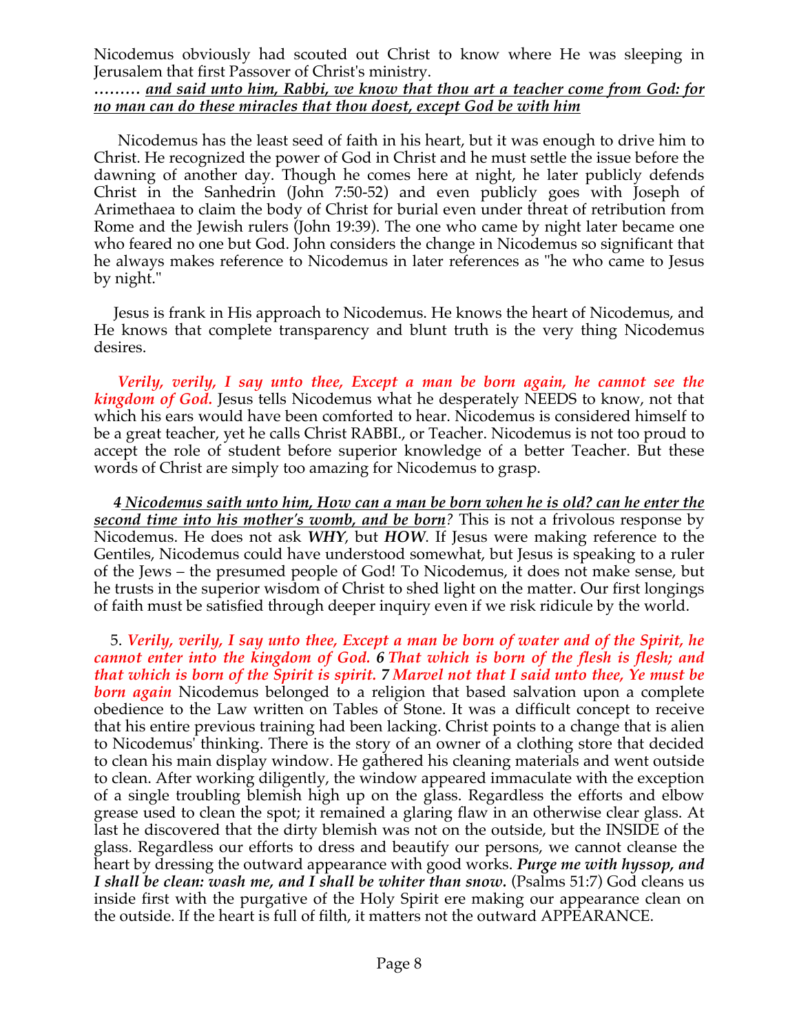Nicodemus obviously had scouted out Christ to know where He was sleeping in Jerusalem that first Passover of Christ's ministry.

***……… <u>and said unto him, Rabbi, we know that thou art a teacher come from God: for no man can do these miracles that thou doest, except God be with him</u>***

Nicodemus has the least seed of faith in his heart, but it was enough to drive him to Christ. He recognized the power of God in Christ and he must settle the issue before the dawning of another day. Though he comes here at night, he later publicly defends Christ in the Sanhedrin (John 7:50-52) and even publicly goes with Joseph of Arimethaea to claim the body of Christ for burial even under threat of retribution from Rome and the Jewish rulers (John 19:39). The one who came by night later became one who feared no one but God. John considers the change in Nicodemus so significant that he always makes reference to Nicodemus in later references as "he who came to Jesus by night."

Jesus is frank in His approach to Nicodemus. He knows the heart of Nicodemus, and He knows that complete transparency and blunt truth is the very thing Nicodemus desires.

***Verily, verily, I say unto thee, Except a man be born again, he cannot see the kingdom of God.*** Jesus tells Nicodemus what he desperately NEEDS to know, not that which his ears would have been comforted to hear. Nicodemus is considered himself to be a great teacher, yet he calls Christ RABBI., or Teacher. Nicodemus is not too proud to accept the role of student before superior knowledge of a better Teacher. But these words of Christ are simply too amazing for Nicodemus to grasp.

***<u>4 Nicodemus saith unto him, How can a man be born when he is old? can he enter the second time into his mother's womb, and be born</u>?*** This is not a frivolous response by Nicodemus. He does not ask ***WHY***, but ***HOW***. If Jesus were making reference to the Gentiles, Nicodemus could have understood somewhat, but Jesus is speaking to a ruler of the Jews – the presumed people of God! To Nicodemus, it does not make sense, but he trusts in the superior wisdom of Christ to shed light on the matter. Our first longings of faith must be satisfied through deeper inquiry even if we risk ridicule by the world.

5. ***Verily, verily, I say unto thee, Except a man be born of water and of the Spirit, he cannot enter into the kingdom of God. 6 That which is born of the flesh is flesh; and that which is born of the Spirit is spirit. 7 Marvel not that I said unto thee, Ye must be born again*** Nicodemus belonged to a religion that based salvation upon a complete obedience to the Law written on Tables of Stone. It was a difficult concept to receive that his entire previous training had been lacking. Christ points to a change that is alien to Nicodemus' thinking. There is the story of an owner of a clothing store that decided to clean his main display window. He gathered his cleaning materials and went outside to clean. After working diligently, the window appeared immaculate with the exception of a single troubling blemish high up on the glass. Regardless the efforts and elbow grease used to clean the spot; it remained a glaring flaw in an otherwise clear glass. At last he discovered that the dirty blemish was not on the outside, but the INSIDE of the glass. Regardless our efforts to dress and beautify our persons, we cannot cleanse the heart by dressing the outward appearance with good works. ***Purge me with hyssop, and I shall be clean: wash me, and I shall be whiter than snow.*** (Psalms 51:7) God cleans us inside first with the purgative of the Holy Spirit ere making our appearance clean on the outside. If the heart is full of filth, it matters not the outward APPEARANCE.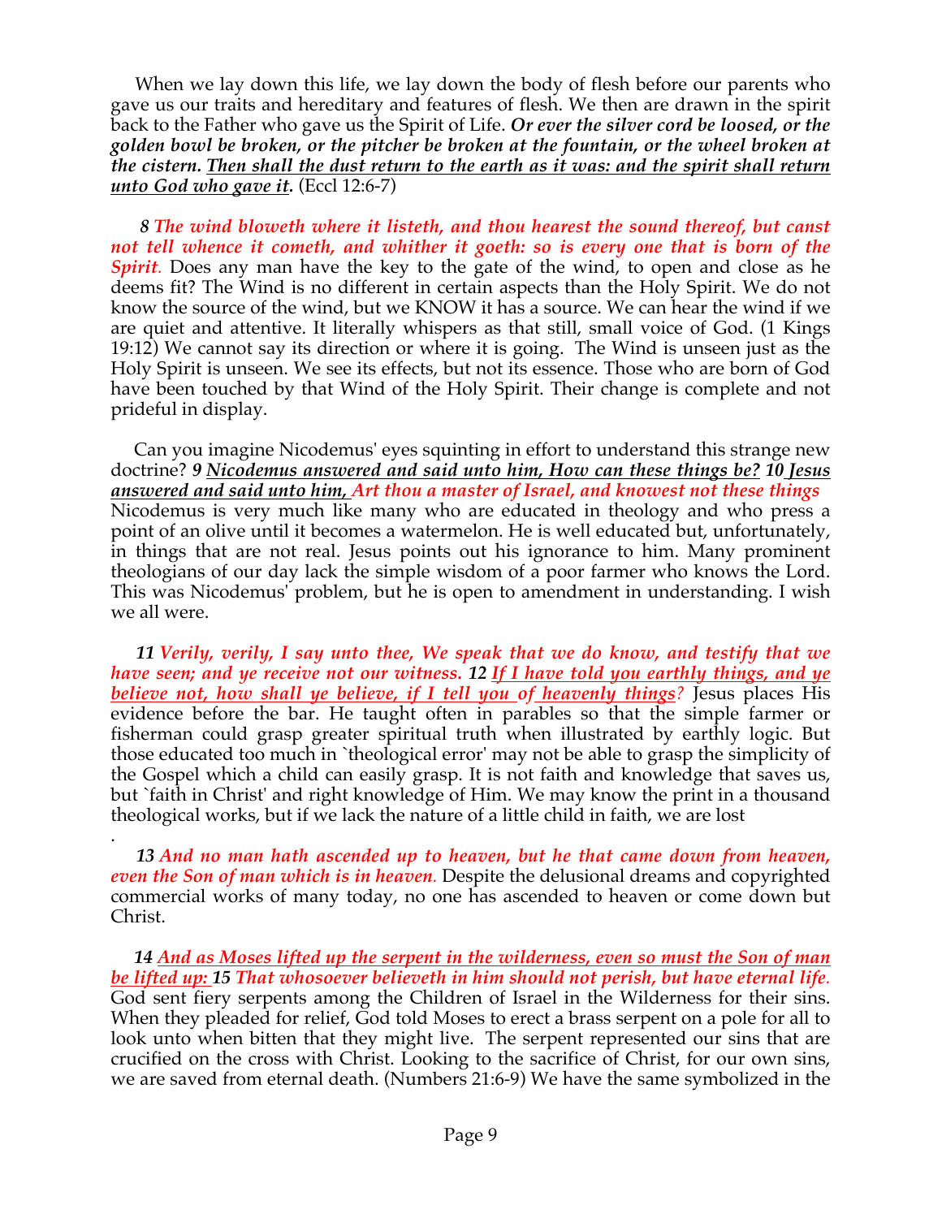When we lay down this life, we lay down the body of flesh before our parents who gave us our traits and hereditary and features of flesh. We then are drawn in the spirit back to the Father who gave us the Spirit of Life. ***Or ever the silver cord be loosed, or the golden bowl be broken, or the pitcher be broken at the fountain, or the wheel broken at the cistern. <u>Then shall the dust return to the earth as it was: and the spirit shall return unto God who gave it</u>.*** (Eccl 12:6-7)

***8 The wind bloweth where it listeth, and thou hearest the sound thereof, but canst not tell whence it cometh, and whither it goeth: so is every one that is born of the Spirit.*** Does any man have the key to the gate of the wind, to open and close as he deems fit? The Wind is no different in certain aspects than the Holy Spirit. We do not know the source of the wind, but we KNOW it has a source. We can hear the wind if we are quiet and attentive. It literally whispers as that still, small voice of God. (1 Kings 19:12) We cannot say its direction or where it is going. The Wind is unseen just as the Holy Spirit is unseen. We see its effects, but not its essence. Those who are born of God have been touched by that Wind of the Holy Spirit. Their change is complete and not prideful in display.

Can you imagine Nicodemus' eyes squinting in effort to understand this strange new doctrine? ***9 <u>Nicodemus answered and said unto him, How can these things be?</u> 10 <u>Jesus answered and said unto him,</u> Art thou a master of Israel, and knowest not these things*** Nicodemus is very much like many who are educated in theology and who press a point of an olive until it becomes a watermelon. He is well educated but, unfortunately, in things that are not real. Jesus points out his ignorance to him. Many prominent theologians of our day lack the simple wisdom of a poor farmer who knows the Lord. This was Nicodemus' problem, but he is open to amendment in understanding. I wish we all were.

***11 Verily, verily, I say unto thee, We speak that we do know, and testify that we have seen; and ye receive not our witness. 12 <u>If I have told you earthly things, and ye believe not, how shall ye believe, if I tell you of heavenly things</u>?*** Jesus places His evidence before the bar. He taught often in parables so that the simple farmer or fisherman could grasp greater spiritual truth when illustrated by earthly logic. But those educated too much in `theological error' may not be able to grasp the simplicity of the Gospel which a child can easily grasp. It is not faith and knowledge that saves us, but `faith in Christ' and right knowledge of Him. We may know the print in a thousand theological works, but if we lack the nature of a little child in faith, we are lost

.

***13 And no man hath ascended up to heaven, but he that came down from heaven, even the Son of man which is in heaven.*** Despite the delusional dreams and copyrighted commercial works of many today, no one has ascended to heaven or come down but Christ.

***14 <u>And as Moses lifted up the serpent in the wilderness, even so must the Son of man be lifted up:</u> 15 That whosoever believeth in him should not perish, but have eternal life.*** God sent fiery serpents among the Children of Israel in the Wilderness for their sins. When they pleaded for relief, God told Moses to erect a brass serpent on a pole for all to look unto when bitten that they might live. The serpent represented our sins that are crucified on the cross with Christ. Looking to the sacrifice of Christ, for our own sins, we are saved from eternal death. (Numbers 21:6-9) We have the same symbolized in the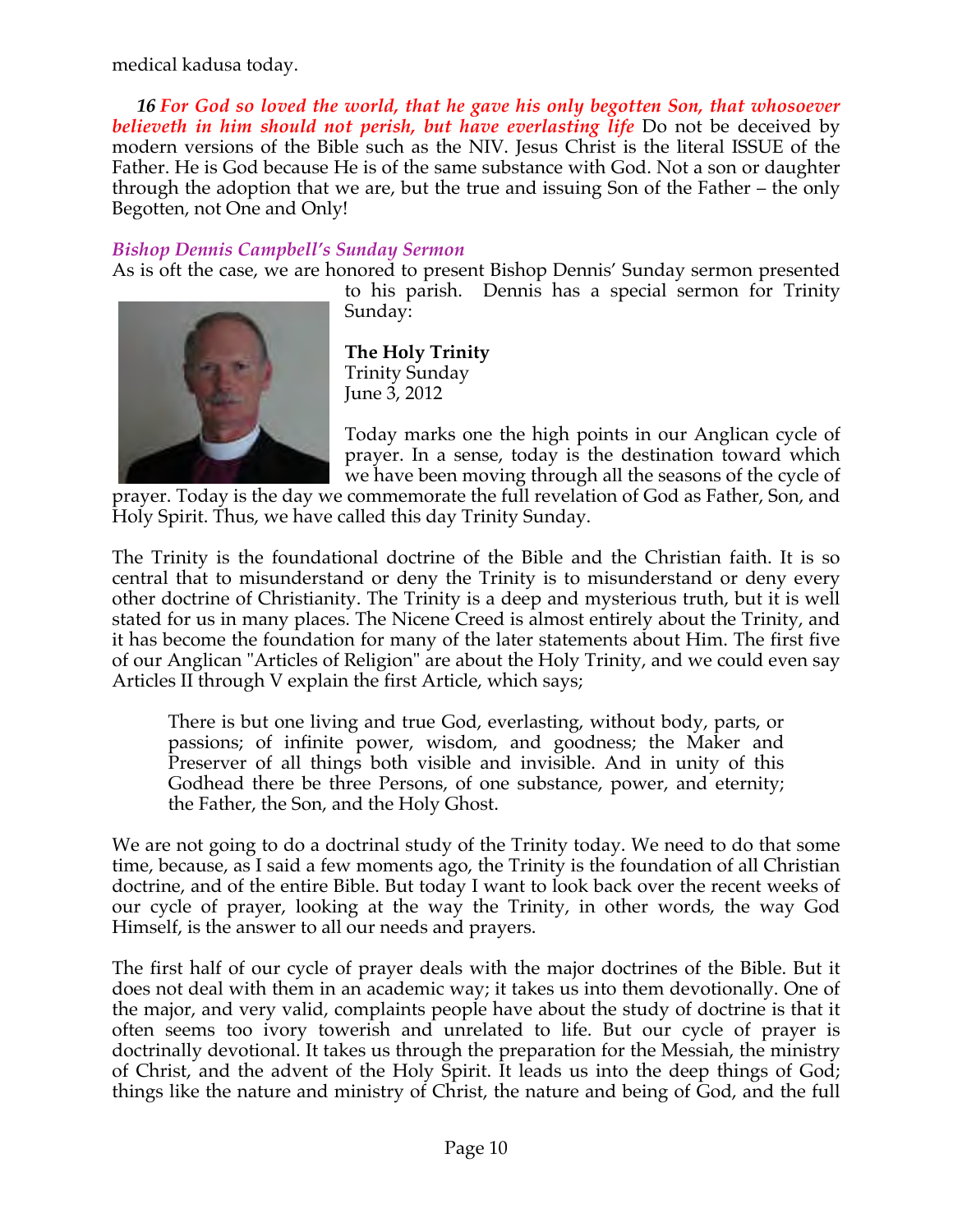medical kadusa today.

***16** For God so loved the world, that he gave his only begotten Son, that whosoever believeth in him should not perish, but have everlasting life* Do not be deceived by modern versions of the Bible such as the NIV. Jesus Christ is the literal ISSUE of the Father. He is God because He is of the same substance with God. Not a son or daughter through the adoption that we are, but the true and issuing Son of the Father – the only Begotten, not One and Only!

*Bishop Dennis Campbell's Sunday Sermon*

As is oft the case, we are honored to present Bishop Dennis' Sunday sermon presented to his parish. Dennis has a special sermon for Trinity Sunday:

**The Holy Trinity**
Trinity Sunday
June 3, 2012

Today marks one the high points in our Anglican cycle of prayer. In a sense, today is the destination toward which we have been moving through all the seasons of the cycle of prayer. Today is the day we commemorate the full revelation of God as Father, Son, and Holy Spirit. Thus, we have called this day Trinity Sunday.

The Trinity is the foundational doctrine of the Bible and the Christian faith. It is so central that to misunderstand or deny the Trinity is to misunderstand or deny every other doctrine of Christianity. The Trinity is a deep and mysterious truth, but it is well stated for us in many places. The Nicene Creed is almost entirely about the Trinity, and it has become the foundation for many of the later statements about Him. The first five of our Anglican "Articles of Religion" are about the Holy Trinity, and we could even say Articles II through V explain the first Article, which says;

> There is but one living and true God, everlasting, without body, parts, or passions; of infinite power, wisdom, and goodness; the Maker and Preserver of all things both visible and invisible. And in unity of this Godhead there be three Persons, of one substance, power, and eternity; the Father, the Son, and the Holy Ghost.

We are not going to do a doctrinal study of the Trinity today. We need to do that some time, because, as I said a few moments ago, the Trinity is the foundation of all Christian doctrine, and of the entire Bible. But today I want to look back over the recent weeks of our cycle of prayer, looking at the way the Trinity, in other words, the way God Himself, is the answer to all our needs and prayers.

The first half of our cycle of prayer deals with the major doctrines of the Bible. But it does not deal with them in an academic way; it takes us into them devotionally. One of the major, and very valid, complaints people have about the study of doctrine is that it often seems too ivory towerish and unrelated to life. But our cycle of prayer is doctrinally devotional. It takes us through the preparation for the Messiah, the ministry of Christ, and the advent of the Holy Spirit. It leads us into the deep things of God; things like the nature and ministry of Christ, the nature and being of God, and the full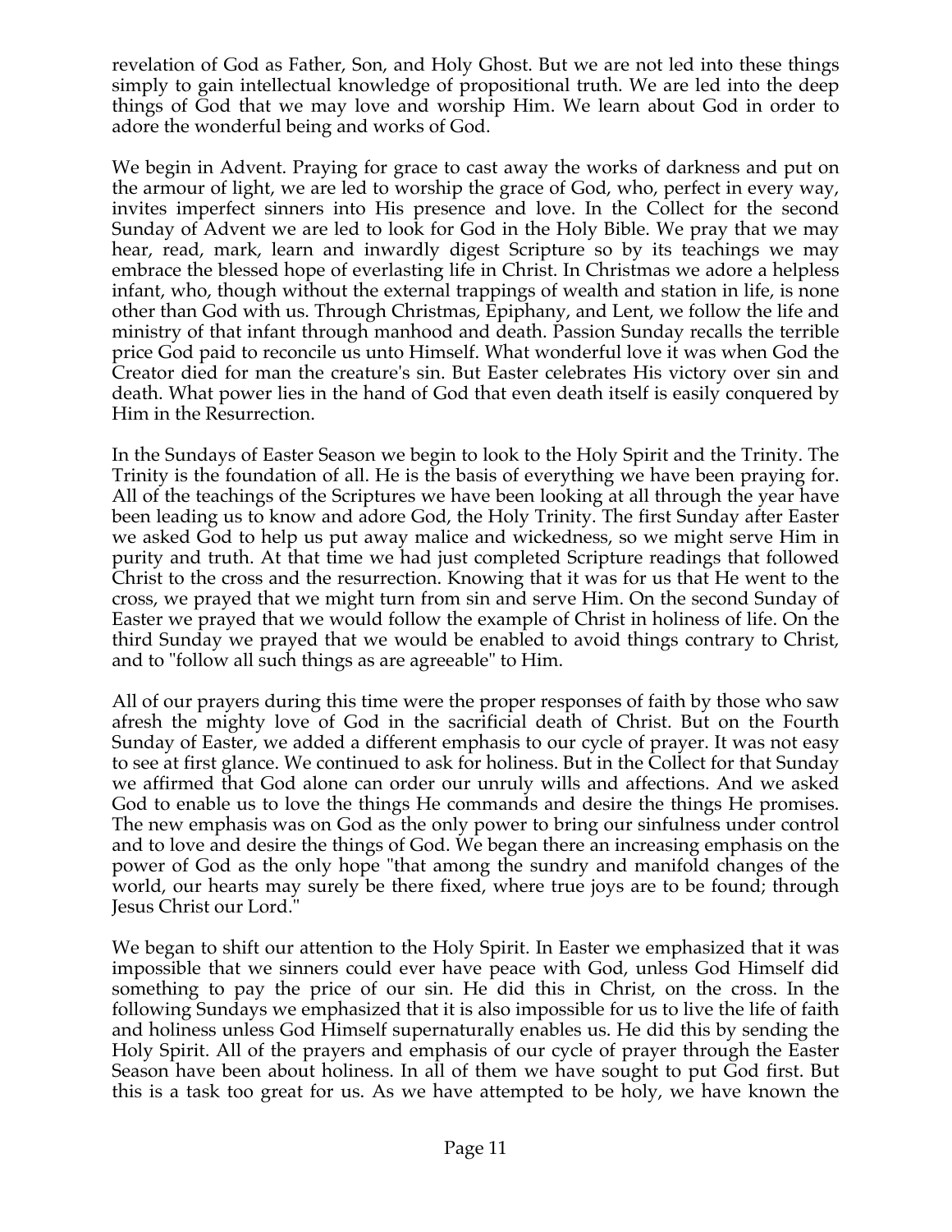revelation of God as Father, Son, and Holy Ghost. But we are not led into these things simply to gain intellectual knowledge of propositional truth. We are led into the deep things of God that we may love and worship Him. We learn about God in order to adore the wonderful being and works of God.

We begin in Advent. Praying for grace to cast away the works of darkness and put on the armour of light, we are led to worship the grace of God, who, perfect in every way, invites imperfect sinners into His presence and love. In the Collect for the second Sunday of Advent we are led to look for God in the Holy Bible. We pray that we may hear, read, mark, learn and inwardly digest Scripture so by its teachings we may embrace the blessed hope of everlasting life in Christ. In Christmas we adore a helpless infant, who, though without the external trappings of wealth and station in life, is none other than God with us. Through Christmas, Epiphany, and Lent, we follow the life and ministry of that infant through manhood and death. Passion Sunday recalls the terrible price God paid to reconcile us unto Himself. What wonderful love it was when God the Creator died for man the creature's sin. But Easter celebrates His victory over sin and death. What power lies in the hand of God that even death itself is easily conquered by Him in the Resurrection.

In the Sundays of Easter Season we begin to look to the Holy Spirit and the Trinity. The Trinity is the foundation of all. He is the basis of everything we have been praying for. All of the teachings of the Scriptures we have been looking at all through the year have been leading us to know and adore God, the Holy Trinity. The first Sunday after Easter we asked God to help us put away malice and wickedness, so we might serve Him in purity and truth. At that time we had just completed Scripture readings that followed Christ to the cross and the resurrection. Knowing that it was for us that He went to the cross, we prayed that we might turn from sin and serve Him. On the second Sunday of Easter we prayed that we would follow the example of Christ in holiness of life. On the third Sunday we prayed that we would be enabled to avoid things contrary to Christ, and to "follow all such things as are agreeable" to Him.

All of our prayers during this time were the proper responses of faith by those who saw afresh the mighty love of God in the sacrificial death of Christ. But on the Fourth Sunday of Easter, we added a different emphasis to our cycle of prayer. It was not easy to see at first glance. We continued to ask for holiness. But in the Collect for that Sunday we affirmed that God alone can order our unruly wills and affections. And we asked God to enable us to love the things He commands and desire the things He promises. The new emphasis was on God as the only power to bring our sinfulness under control and to love and desire the things of God. We began there an increasing emphasis on the power of God as the only hope "that among the sundry and manifold changes of the world, our hearts may surely be there fixed, where true joys are to be found; through Jesus Christ our Lord."

We began to shift our attention to the Holy Spirit. In Easter we emphasized that it was impossible that we sinners could ever have peace with God, unless God Himself did something to pay the price of our sin. He did this in Christ, on the cross. In the following Sundays we emphasized that it is also impossible for us to live the life of faith and holiness unless God Himself supernaturally enables us. He did this by sending the Holy Spirit. All of the prayers and emphasis of our cycle of prayer through the Easter Season have been about holiness. In all of them we have sought to put God first. But this is a task too great for us. As we have attempted to be holy, we have known the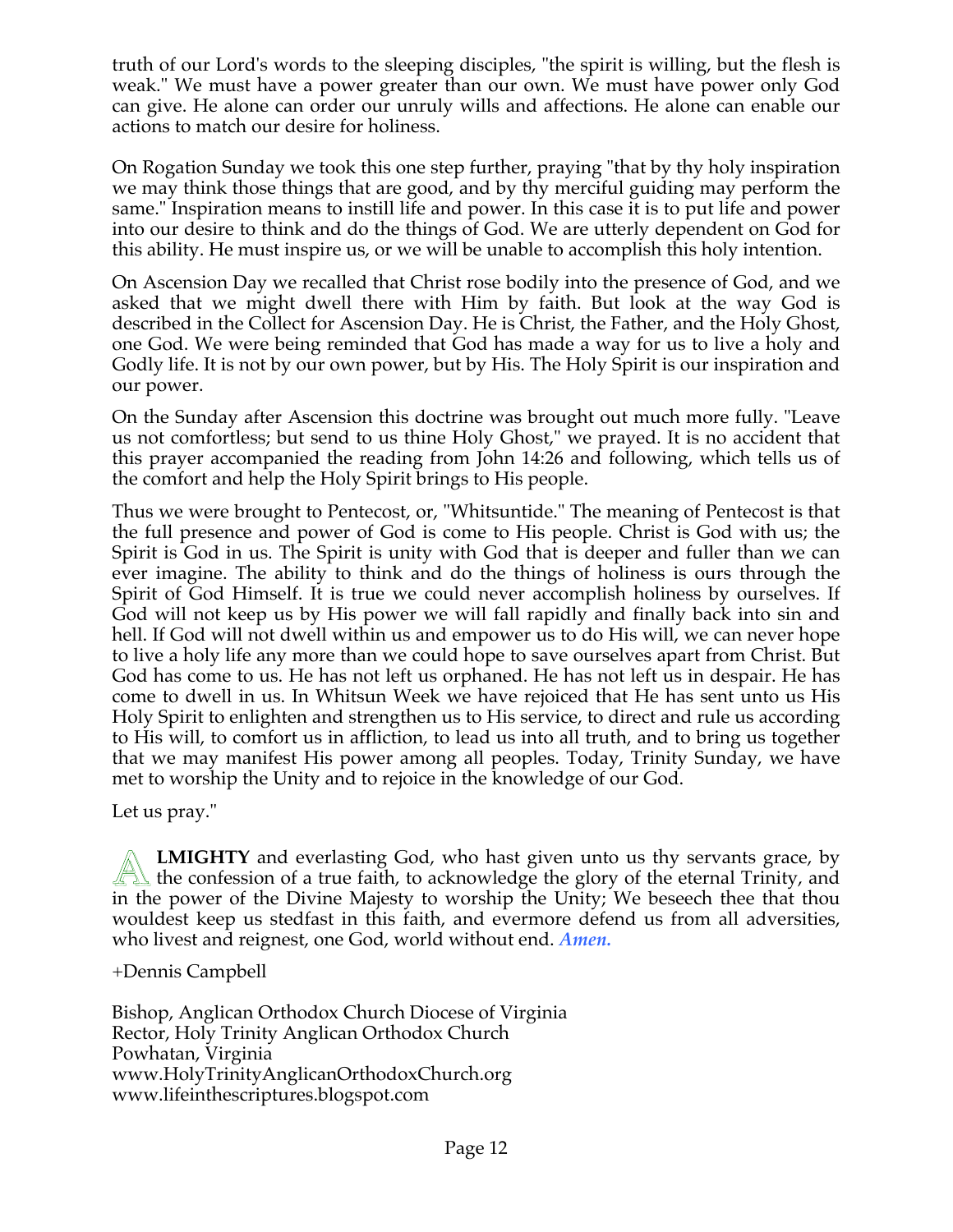truth of our Lord's words to the sleeping disciples, "the spirit is willing, but the flesh is weak." We must have a power greater than our own. We must have power only God can give. He alone can order our unruly wills and affections. He alone can enable our actions to match our desire for holiness.

On Rogation Sunday we took this one step further, praying "that by thy holy inspiration we may think those things that are good, and by thy merciful guiding may perform the same." Inspiration means to instill life and power. In this case it is to put life and power into our desire to think and do the things of God. We are utterly dependent on God for this ability. He must inspire us, or we will be unable to accomplish this holy intention.

On Ascension Day we recalled that Christ rose bodily into the presence of God, and we asked that we might dwell there with Him by faith. But look at the way God is described in the Collect for Ascension Day. He is Christ, the Father, and the Holy Ghost, one God. We were being reminded that God has made a way for us to live a holy and Godly life. It is not by our own power, but by His. The Holy Spirit is our inspiration and our power.

On the Sunday after Ascension this doctrine was brought out much more fully. "Leave us not comfortless; but send to us thine Holy Ghost," we prayed. It is no accident that this prayer accompanied the reading from John 14:26 and following, which tells us of the comfort and help the Holy Spirit brings to His people.

Thus we were brought to Pentecost, or, "Whitsuntide." The meaning of Pentecost is that the full presence and power of God is come to His people. Christ is God with us; the Spirit is God in us. The Spirit is unity with God that is deeper and fuller than we can ever imagine. The ability to think and do the things of holiness is ours through the Spirit of God Himself. It is true we could never accomplish holiness by ourselves. If God will not keep us by His power we will fall rapidly and finally back into sin and hell. If God will not dwell within us and empower us to do His will, we can never hope to live a holy life any more than we could hope to save ourselves apart from Christ. But God has come to us. He has not left us orphaned. He has not left us in despair. He has come to dwell in us. In Whitsun Week we have rejoiced that He has sent unto us His Holy Spirit to enlighten and strengthen us to His service, to direct and rule us according to His will, to comfort us in affliction, to lead us into all truth, and to bring us together that we may manifest His power among all peoples. Today, Trinity Sunday, we have met to worship the Unity and to rejoice in the knowledge of our God.

Let us pray."

**ALMIGHTY** and everlasting God, who hast given unto us thy servants grace, by the confession of a true faith, to acknowledge the glory of the eternal Trinity, and in the power of the Divine Majesty to worship the Unity; We beseech thee that thou wouldest keep us stedfast in this faith, and evermore defend us from all adversities, who livest and reignest, one God, world without end. ***Amen.***

+Dennis Campbell

Bishop, Anglican Orthodox Church Diocese of Virginia
Rector, Holy Trinity Anglican Orthodox Church
Powhatan, Virginia
www.HolyTrinityAnglicanOrthodoxChurch.org
www.lifeinthescriptures.blogspot.com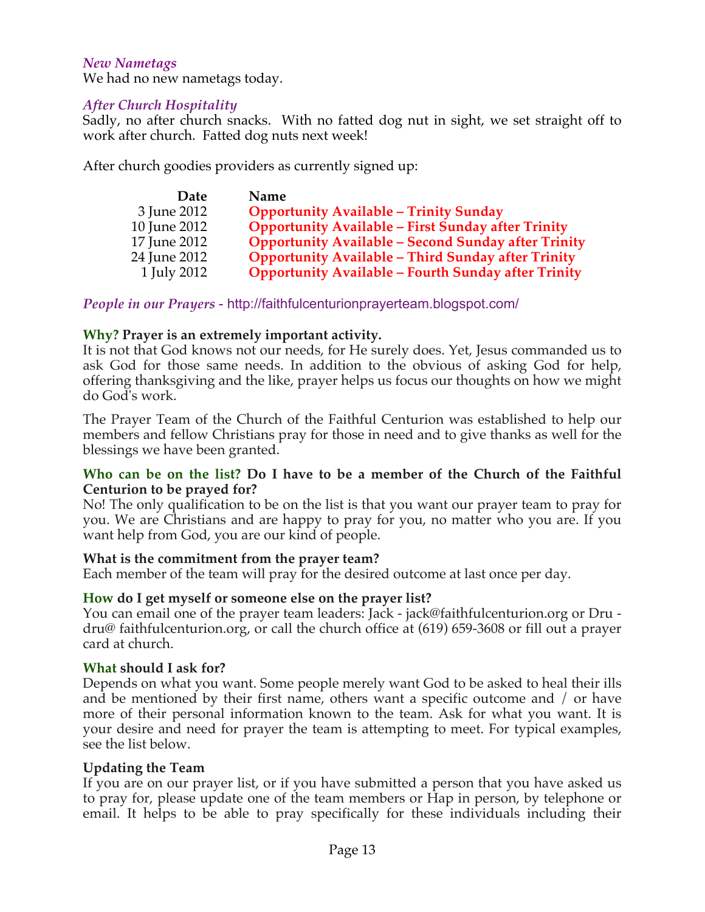*New Nametags*

We had no new nametags today.

*After Church Hospitality*

Sadly, no after church snacks. With no fatted dog nut in sight, we set straight off to work after church. Fatted dog nuts next week!

After church goodies providers as currently signed up:

| Date | Name |
|---:|---|
| 3 June 2012 | **Opportunity Available – Trinity Sunday** |
| 10 June 2012 | **Opportunity Available – First Sunday after Trinity** |
| 17 June 2012 | **Opportunity Available – Second Sunday after Trinity** |
| 24 June 2012 | **Opportunity Available – Third Sunday after Trinity** |
| 1 July 2012 | **Opportunity Available – Fourth Sunday after Trinity** |

*People in our Prayers* - http://faithfulcenturionprayerteam.blogspot.com/

**Why? Prayer is an extremely important activity.**

It is not that God knows not our needs, for He surely does. Yet, Jesus commanded us to ask God for those same needs. In addition to the obvious of asking God for help, offering thanksgiving and the like, prayer helps us focus our thoughts on how we might do God's work.

The Prayer Team of the Church of the Faithful Centurion was established to help our members and fellow Christians pray for those in need and to give thanks as well for the blessings we have been granted.

**Who can be on the list? Do I have to be a member of the Church of the Faithful Centurion to be prayed for?**

No! The only qualification to be on the list is that you want our prayer team to pray for you. We are Christians and are happy to pray for you, no matter who you are. If you want help from God, you are our kind of people.

**What is the commitment from the prayer team?**

Each member of the team will pray for the desired outcome at last once per day.

**How do I get myself or someone else on the prayer list?**

You can email one of the prayer team leaders: Jack - jack@faithfulcenturion.org or Dru - dru@ faithfulcenturion.org, or call the church office at (619) 659-3608 or fill out a prayer card at church.

**What should I ask for?**

Depends on what you want. Some people merely want God to be asked to heal their ills and be mentioned by their first name, others want a specific outcome and / or have more of their personal information known to the team. Ask for what you want. It is your desire and need for prayer the team is attempting to meet. For typical examples, see the list below.

**Updating the Team**

If you are on our prayer list, or if you have submitted a person that you have asked us to pray for, please update one of the team members or Hap in person, by telephone or email. It helps to be able to pray specifically for these individuals including their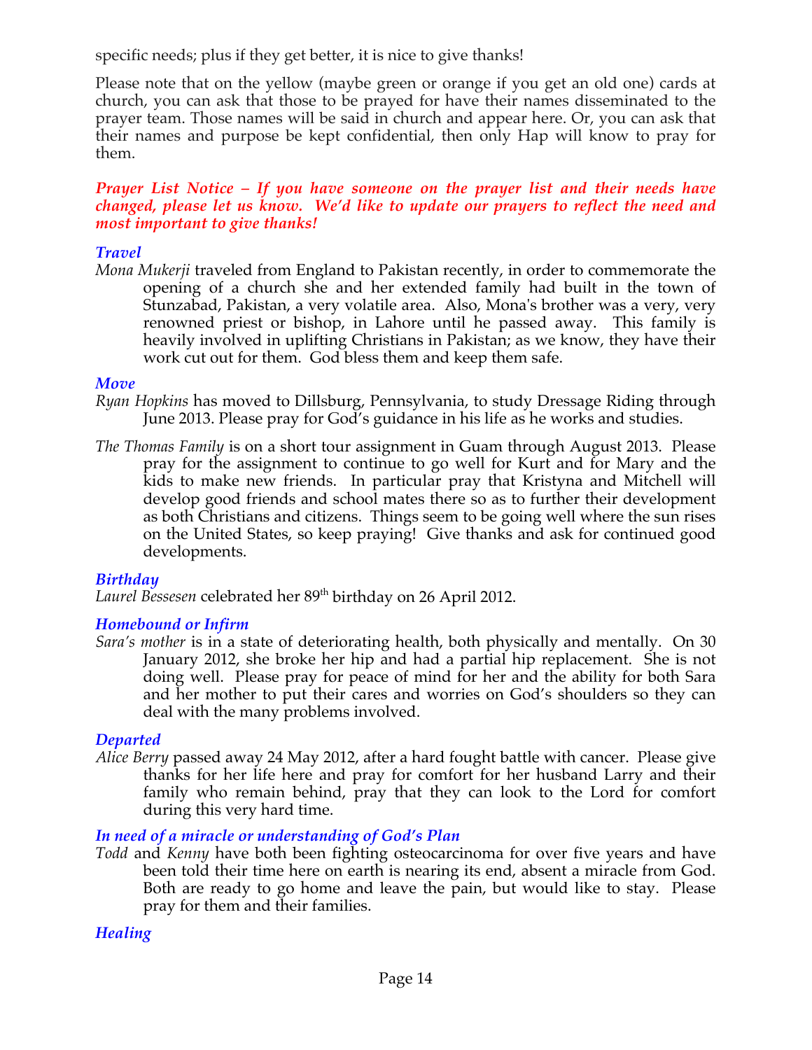specific needs; plus if they get better, it is nice to give thanks!

Please note that on the yellow (maybe green or orange if you get an old one) cards at church, you can ask that those to be prayed for have their names disseminated to the prayer team. Those names will be said in church and appear here. Or, you can ask that their names and purpose be kept confidential, then only Hap will know to pray for them.

***Prayer List Notice – If you have someone on the prayer list and their needs have changed, please let us know. We'd like to update our prayers to reflect the need and most important to give thanks!***

### *Travel*

*Mona Mukerji* traveled from England to Pakistan recently, in order to commemorate the opening of a church she and her extended family had built in the town of Stunzabad, Pakistan, a very volatile area. Also, Mona's brother was a very, very renowned priest or bishop, in Lahore until he passed away. This family is heavily involved in uplifting Christians in Pakistan; as we know, they have their work cut out for them. God bless them and keep them safe.

### *Move*

*Ryan Hopkins* has moved to Dillsburg, Pennsylvania, to study Dressage Riding through June 2013. Please pray for God's guidance in his life as he works and studies.

*The Thomas Family* is on a short tour assignment in Guam through August 2013. Please pray for the assignment to continue to go well for Kurt and for Mary and the kids to make new friends. In particular pray that Kristyna and Mitchell will develop good friends and school mates there so as to further their development as both Christians and citizens. Things seem to be going well where the sun rises on the United States, so keep praying! Give thanks and ask for continued good developments.

### *Birthday*

*Laurel Bessesen* celebrated her 89th birthday on 26 April 2012.

### *Homebound or Infirm*

*Sara's mother* is in a state of deteriorating health, both physically and mentally. On 30 January 2012, she broke her hip and had a partial hip replacement. She is not doing well. Please pray for peace of mind for her and the ability for both Sara and her mother to put their cares and worries on God's shoulders so they can deal with the many problems involved.

### *Departed*

*Alice Berry* passed away 24 May 2012, after a hard fought battle with cancer. Please give thanks for her life here and pray for comfort for her husband Larry and their family who remain behind, pray that they can look to the Lord for comfort during this very hard time.

### *In need of a miracle or understanding of God's Plan*

*Todd* and *Kenny* have both been fighting osteocarcinoma for over five years and have been told their time here on earth is nearing its end, absent a miracle from God. Both are ready to go home and leave the pain, but would like to stay. Please pray for them and their families.

### *Healing*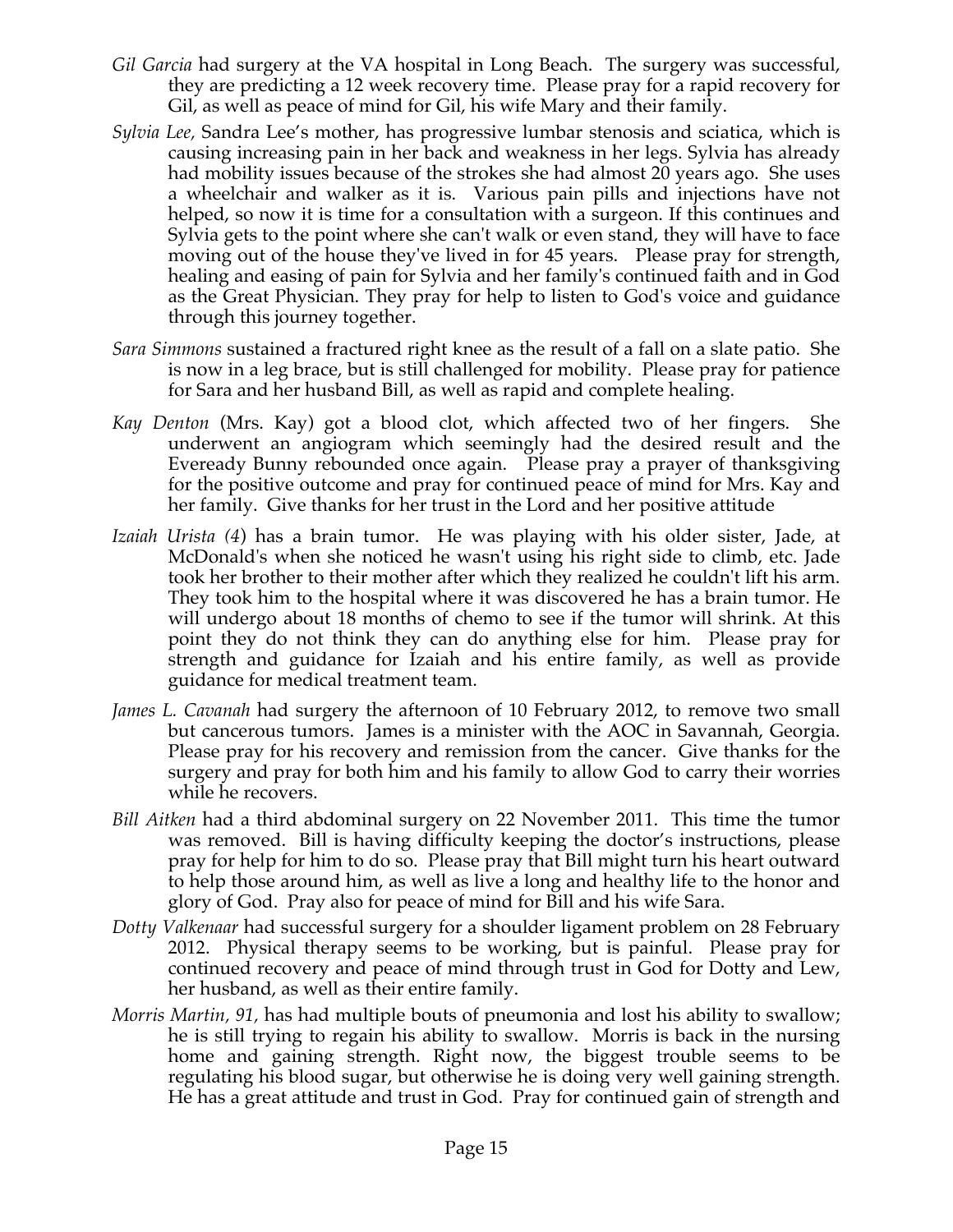*Gil Garcia* had surgery at the VA hospital in Long Beach. The surgery was successful, they are predicting a 12 week recovery time. Please pray for a rapid recovery for Gil, as well as peace of mind for Gil, his wife Mary and their family.

*Sylvia Lee,* Sandra Lee's mother, has progressive lumbar stenosis and sciatica, which is causing increasing pain in her back and weakness in her legs. Sylvia has already had mobility issues because of the strokes she had almost 20 years ago. She uses a wheelchair and walker as it is. Various pain pills and injections have not helped, so now it is time for a consultation with a surgeon. If this continues and Sylvia gets to the point where she can't walk or even stand, they will have to face moving out of the house they've lived in for 45 years. Please pray for strength, healing and easing of pain for Sylvia and her family's continued faith and in God as the Great Physician. They pray for help to listen to God's voice and guidance through this journey together.

*Sara Simmons* sustained a fractured right knee as the result of a fall on a slate patio. She is now in a leg brace, but is still challenged for mobility. Please pray for patience for Sara and her husband Bill, as well as rapid and complete healing.

*Kay Denton* (Mrs. Kay) got a blood clot, which affected two of her fingers. She underwent an angiogram which seemingly had the desired result and the Eveready Bunny rebounded once again. Please pray a prayer of thanksgiving for the positive outcome and pray for continued peace of mind for Mrs. Kay and her family. Give thanks for her trust in the Lord and her positive attitude

*Izaiah Urista (4)* has a brain tumor. He was playing with his older sister, Jade, at McDonald's when she noticed he wasn't using his right side to climb, etc. Jade took her brother to their mother after which they realized he couldn't lift his arm. They took him to the hospital where it was discovered he has a brain tumor. He will undergo about 18 months of chemo to see if the tumor will shrink. At this point they do not think they can do anything else for him. Please pray for strength and guidance for Izaiah and his entire family, as well as provide guidance for medical treatment team.

*James L. Cavanah* had surgery the afternoon of 10 February 2012, to remove two small but cancerous tumors. James is a minister with the AOC in Savannah, Georgia. Please pray for his recovery and remission from the cancer. Give thanks for the surgery and pray for both him and his family to allow God to carry their worries while he recovers.

*Bill Aitken* had a third abdominal surgery on 22 November 2011. This time the tumor was removed. Bill is having difficulty keeping the doctor's instructions, please pray for help for him to do so. Please pray that Bill might turn his heart outward to help those around him, as well as live a long and healthy life to the honor and glory of God. Pray also for peace of mind for Bill and his wife Sara.

*Dotty Valkenaar* had successful surgery for a shoulder ligament problem on 28 February 2012. Physical therapy seems to be working, but is painful. Please pray for continued recovery and peace of mind through trust in God for Dotty and Lew, her husband, as well as their entire family.

*Morris Martin, 91,* has had multiple bouts of pneumonia and lost his ability to swallow; he is still trying to regain his ability to swallow. Morris is back in the nursing home and gaining strength. Right now, the biggest trouble seems to be regulating his blood sugar, but otherwise he is doing very well gaining strength. He has a great attitude and trust in God. Pray for continued gain of strength and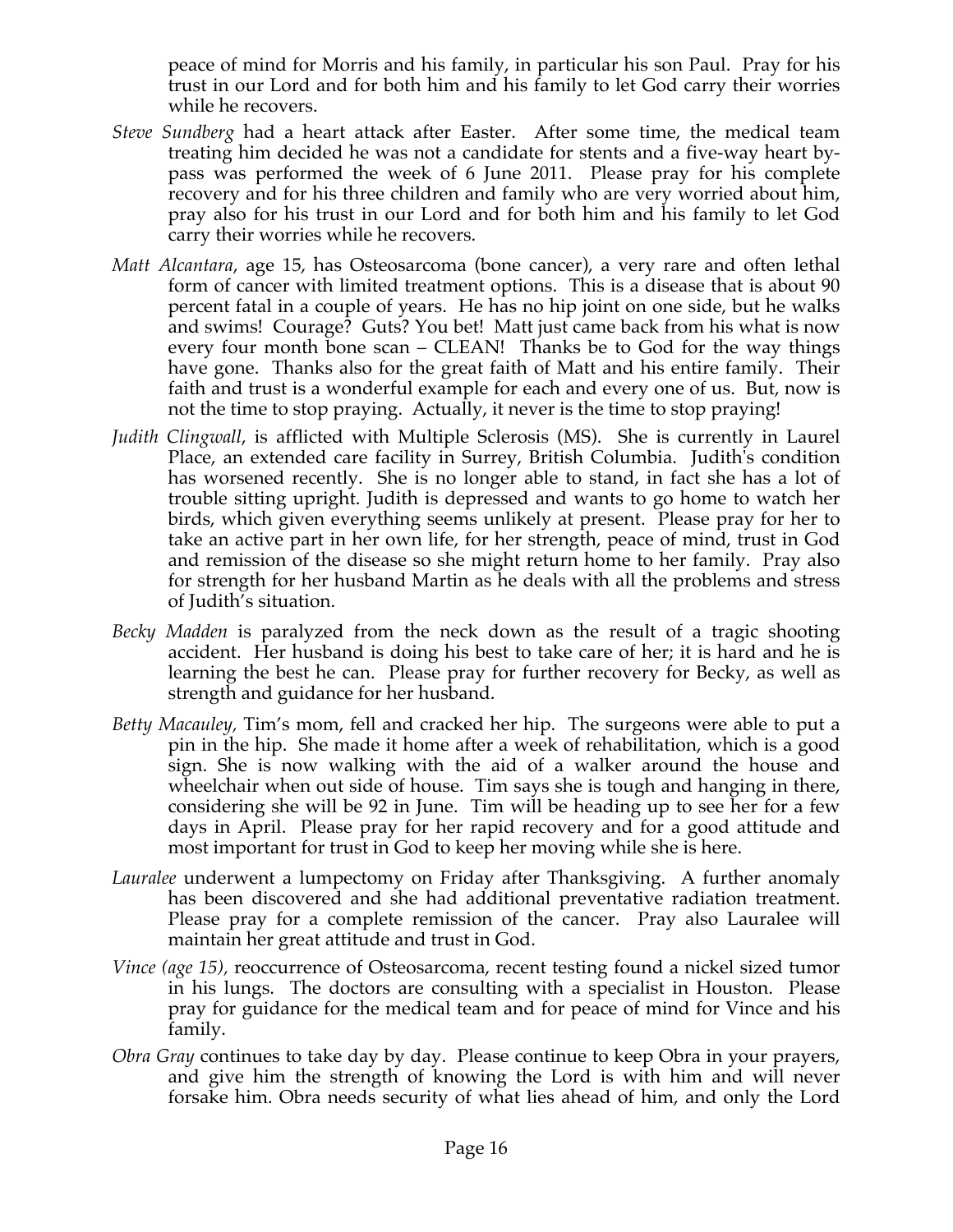peace of mind for Morris and his family, in particular his son Paul. Pray for his trust in our Lord and for both him and his family to let God carry their worries while he recovers.

*Steve Sundberg* had a heart attack after Easter. After some time, the medical team treating him decided he was not a candidate for stents and a five-way heart by-pass was performed the week of 6 June 2011. Please pray for his complete recovery and for his three children and family who are very worried about him, pray also for his trust in our Lord and for both him and his family to let God carry their worries while he recovers.

*Matt Alcantara*, age 15, has Osteosarcoma (bone cancer), a very rare and often lethal form of cancer with limited treatment options. This is a disease that is about 90 percent fatal in a couple of years. He has no hip joint on one side, but he walks and swims! Courage? Guts? You bet! Matt just came back from his what is now every four month bone scan – CLEAN! Thanks be to God for the way things have gone. Thanks also for the great faith of Matt and his entire family. Their faith and trust is a wonderful example for each and every one of us. But, now is not the time to stop praying. Actually, it never is the time to stop praying!

*Judith Clingwall*, is afflicted with Multiple Sclerosis (MS). She is currently in Laurel Place, an extended care facility in Surrey, British Columbia. Judith's condition has worsened recently. She is no longer able to stand, in fact she has a lot of trouble sitting upright. Judith is depressed and wants to go home to watch her birds, which given everything seems unlikely at present. Please pray for her to take an active part in her own life, for her strength, peace of mind, trust in God and remission of the disease so she might return home to her family. Pray also for strength for her husband Martin as he deals with all the problems and stress of Judith's situation.

*Becky Madden* is paralyzed from the neck down as the result of a tragic shooting accident. Her husband is doing his best to take care of her; it is hard and he is learning the best he can. Please pray for further recovery for Becky, as well as strength and guidance for her husband.

*Betty Macauley*, Tim's mom, fell and cracked her hip. The surgeons were able to put a pin in the hip. She made it home after a week of rehabilitation, which is a good sign. She is now walking with the aid of a walker around the house and wheelchair when out side of house. Tim says she is tough and hanging in there, considering she will be 92 in June. Tim will be heading up to see her for a few days in April. Please pray for her rapid recovery and for a good attitude and most important for trust in God to keep her moving while she is here.

*Lauralee* underwent a lumpectomy on Friday after Thanksgiving. A further anomaly has been discovered and she had additional preventative radiation treatment. Please pray for a complete remission of the cancer. Pray also Lauralee will maintain her great attitude and trust in God.

*Vince (age 15)*, reoccurrence of Osteosarcoma, recent testing found a nickel sized tumor in his lungs. The doctors are consulting with a specialist in Houston. Please pray for guidance for the medical team and for peace of mind for Vince and his family.

*Obra Gray* continues to take day by day. Please continue to keep Obra in your prayers, and give him the strength of knowing the Lord is with him and will never forsake him. Obra needs security of what lies ahead of him, and only the Lord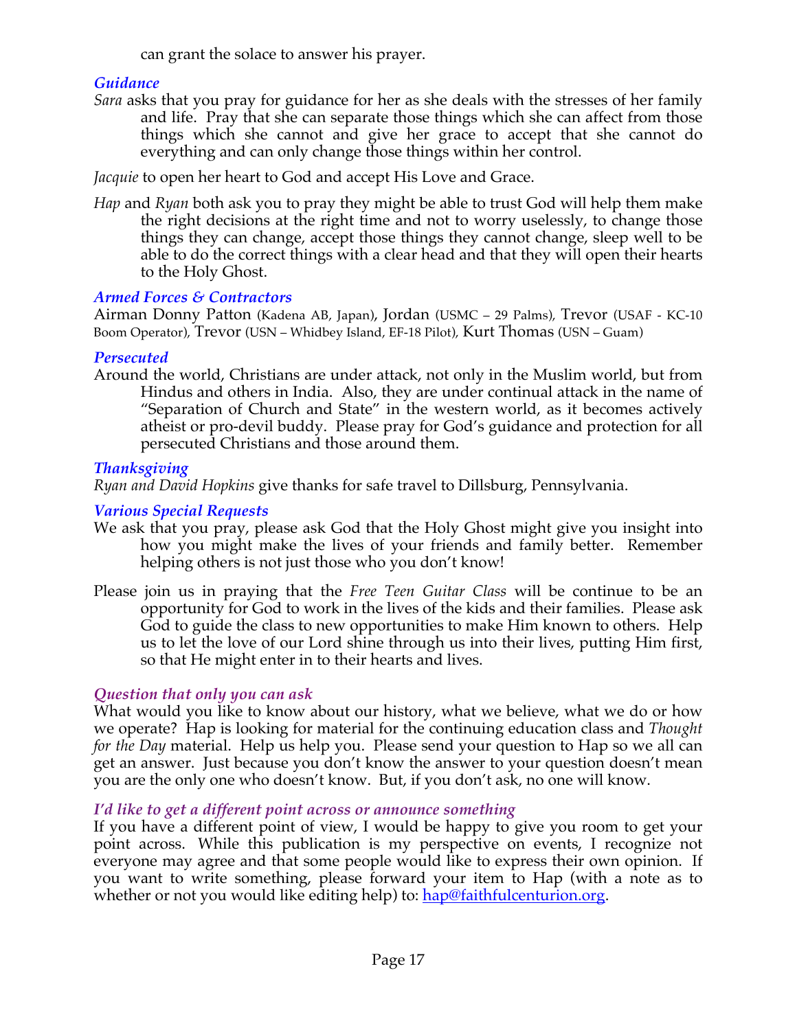can grant the solace to answer his prayer.

### *Guidance*

*Sara* asks that you pray for guidance for her as she deals with the stresses of her family and life. Pray that she can separate those things which she can affect from those things which she cannot and give her grace to accept that she cannot do everything and can only change those things within her control.

*Jacquie* to open her heart to God and accept His Love and Grace.

*Hap* and *Ryan* both ask you to pray they might be able to trust God will help them make the right decisions at the right time and not to worry uselessly, to change those things they can change, accept those things they cannot change, sleep well to be able to do the correct things with a clear head and that they will open their hearts to the Holy Ghost.

### *Armed Forces & Contractors*

Airman Donny Patton (Kadena AB, Japan), Jordan (USMC – 29 Palms), Trevor (USAF - KC-10 Boom Operator), Trevor (USN – Whidbey Island, EF-18 Pilot), Kurt Thomas (USN – Guam)

### *Persecuted*

Around the world, Christians are under attack, not only in the Muslim world, but from Hindus and others in India. Also, they are under continual attack in the name of "Separation of Church and State" in the western world, as it becomes actively atheist or pro-devil buddy. Please pray for God's guidance and protection for all persecuted Christians and those around them.

### *Thanksgiving*

*Ryan and David Hopkins* give thanks for safe travel to Dillsburg, Pennsylvania.

### *Various Special Requests*

We ask that you pray, please ask God that the Holy Ghost might give you insight into how you might make the lives of your friends and family better. Remember helping others is not just those who you don't know!

Please join us in praying that the *Free Teen Guitar Class* will be continue to be an opportunity for God to work in the lives of the kids and their families. Please ask God to guide the class to new opportunities to make Him known to others. Help us to let the love of our Lord shine through us into their lives, putting Him first, so that He might enter in to their hearts and lives.

### *Question that only you can ask*

What would you like to know about our history, what we believe, what we do or how we operate? Hap is looking for material for the continuing education class and *Thought for the Day* material. Help us help you. Please send your question to Hap so we all can get an answer. Just because you don't know the answer to your question doesn't mean you are the only one who doesn't know. But, if you don't ask, no one will know.

### *I'd like to get a different point across or announce something*

If you have a different point of view, I would be happy to give you room to get your point across. While this publication is my perspective on events, I recognize not everyone may agree and that some people would like to express their own opinion. If you want to write something, please forward your item to Hap (with a note as to whether or not you would like editing help) to: hap@faithfulcenturion.org.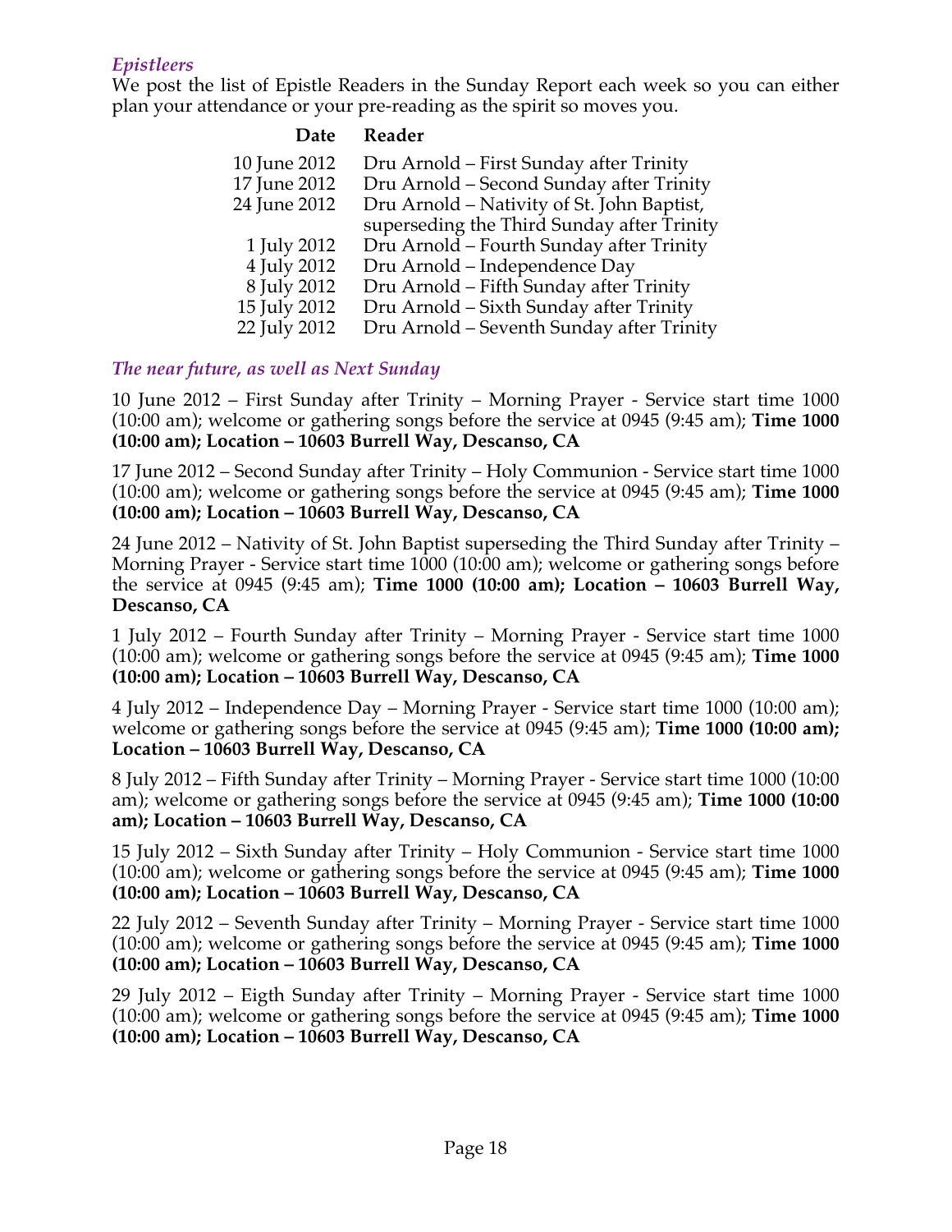### *Epistleers*

We post the list of Epistle Readers in the Sunday Report each week so you can either plan your attendance or your pre-reading as the spirit so moves you.

| Date | Reader |
|---|---|
| 10 June 2012 | Dru Arnold – First Sunday after Trinity |
| 17 June 2012 | Dru Arnold – Second Sunday after Trinity |
| 24 June 2012 | Dru Arnold – Nativity of St. John Baptist, superseding the Third Sunday after Trinity |
| 1 July 2012 | Dru Arnold – Fourth Sunday after Trinity |
| 4 July 2012 | Dru Arnold – Independence Day |
| 8 July 2012 | Dru Arnold – Fifth Sunday after Trinity |
| 15 July 2012 | Dru Arnold – Sixth Sunday after Trinity |
| 22 July 2012 | Dru Arnold – Seventh Sunday after Trinity |

### *The near future, as well as Next Sunday*

10 June 2012 – First Sunday after Trinity – Morning Prayer - Service start time 1000 (10:00 am); welcome or gathering songs before the service at 0945 (9:45 am); **Time 1000 (10:00 am); Location – 10603 Burrell Way, Descanso, CA**

17 June 2012 – Second Sunday after Trinity – Holy Communion - Service start time 1000 (10:00 am); welcome or gathering songs before the service at 0945 (9:45 am); **Time 1000 (10:00 am); Location – 10603 Burrell Way, Descanso, CA**

24 June 2012 – Nativity of St. John Baptist superseding the Third Sunday after Trinity – Morning Prayer - Service start time 1000 (10:00 am); welcome or gathering songs before the service at 0945 (9:45 am); **Time 1000 (10:00 am); Location – 10603 Burrell Way, Descanso, CA**

1 July 2012 – Fourth Sunday after Trinity – Morning Prayer - Service start time 1000 (10:00 am); welcome or gathering songs before the service at 0945 (9:45 am); **Time 1000 (10:00 am); Location – 10603 Burrell Way, Descanso, CA**

4 July 2012 – Independence Day – Morning Prayer - Service start time 1000 (10:00 am); welcome or gathering songs before the service at 0945 (9:45 am); **Time 1000 (10:00 am); Location – 10603 Burrell Way, Descanso, CA**

8 July 2012 – Fifth Sunday after Trinity – Morning Prayer - Service start time 1000 (10:00 am); welcome or gathering songs before the service at 0945 (9:45 am); **Time 1000 (10:00 am); Location – 10603 Burrell Way, Descanso, CA**

15 July 2012 – Sixth Sunday after Trinity – Holy Communion - Service start time 1000 (10:00 am); welcome or gathering songs before the service at 0945 (9:45 am); **Time 1000 (10:00 am); Location – 10603 Burrell Way, Descanso, CA**

22 July 2012 – Seventh Sunday after Trinity – Morning Prayer - Service start time 1000 (10:00 am); welcome or gathering songs before the service at 0945 (9:45 am); **Time 1000 (10:00 am); Location – 10603 Burrell Way, Descanso, CA**

29 July 2012 – Eigth Sunday after Trinity – Morning Prayer - Service start time 1000 (10:00 am); welcome or gathering songs before the service at 0945 (9:45 am); **Time 1000 (10:00 am); Location – 10603 Burrell Way, Descanso, CA**